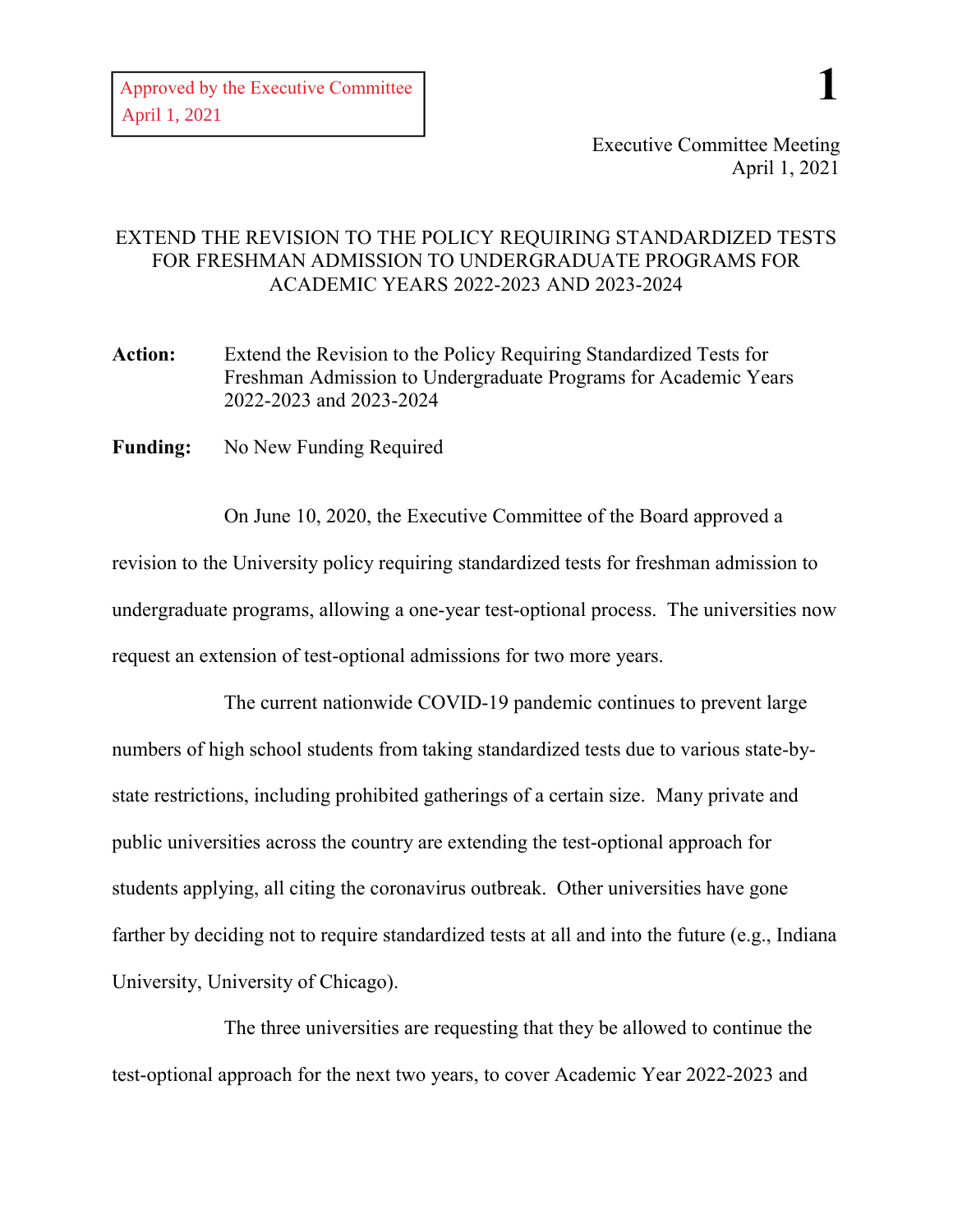Approved by the Executive Committee
April 1, 2021

Executive Committee Meeting
April 1, 2021

# EXTEND THE REVISION TO THE POLICY REQUIRING STANDARDIZED TESTS FOR FRESHMAN ADMISSION TO UNDERGRADUATE PROGRAMS FOR ACADEMIC YEARS 2022-2023 AND 2023-2024

**Action:** Extend the Revision to the Policy Requiring Standardized Tests for Freshman Admission to Undergraduate Programs for Academic Years 2022-2023 and 2023-2024

**Funding:** No New Funding Required

On June 10, 2020, the Executive Committee of the Board approved a revision to the University policy requiring standardized tests for freshman admission to undergraduate programs, allowing a one-year test-optional process. The universities now request an extension of test-optional admissions for two more years.

The current nationwide COVID-19 pandemic continues to prevent large numbers of high school students from taking standardized tests due to various state-by-state restrictions, including prohibited gatherings of a certain size. Many private and public universities across the country are extending the test-optional approach for students applying, all citing the coronavirus outbreak. Other universities have gone farther by deciding not to require standardized tests at all and into the future (e.g., Indiana University, University of Chicago).

The three universities are requesting that they be allowed to continue the test-optional approach for the next two years, to cover Academic Year 2022-2023 and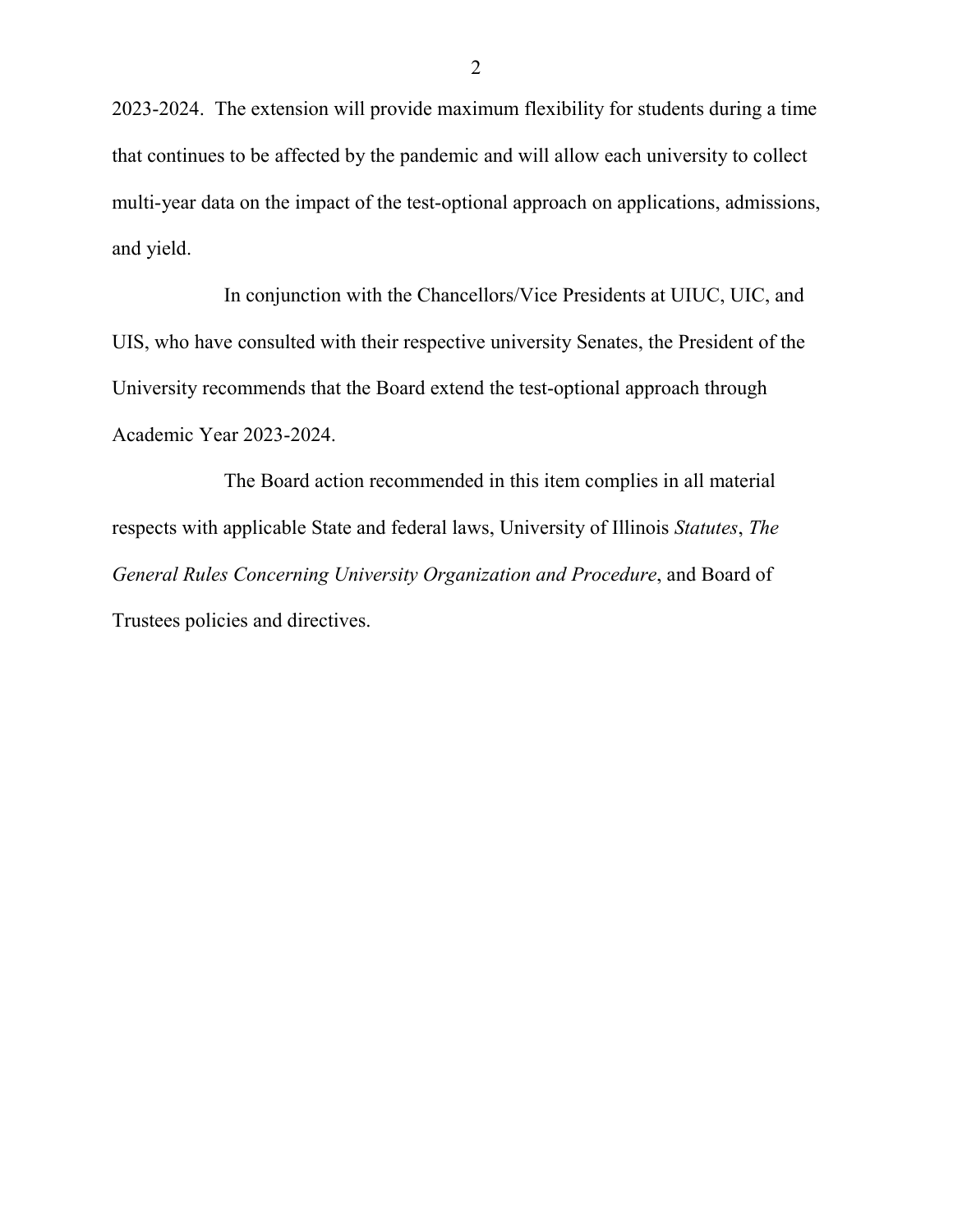2023-2024. The extension will provide maximum flexibility for students during a time that continues to be affected by the pandemic and will allow each university to collect multi-year data on the impact of the test-optional approach on applications, admissions, and yield.

In conjunction with the Chancellors/Vice Presidents at UIUC, UIC, and UIS, who have consulted with their respective university Senates, the President of the University recommends that the Board extend the test-optional approach through Academic Year 2023-2024.

The Board action recommended in this item complies in all material respects with applicable State and federal laws, University of Illinois *Statutes*, *The General Rules Concerning University Organization and Procedure*, and Board of Trustees policies and directives.